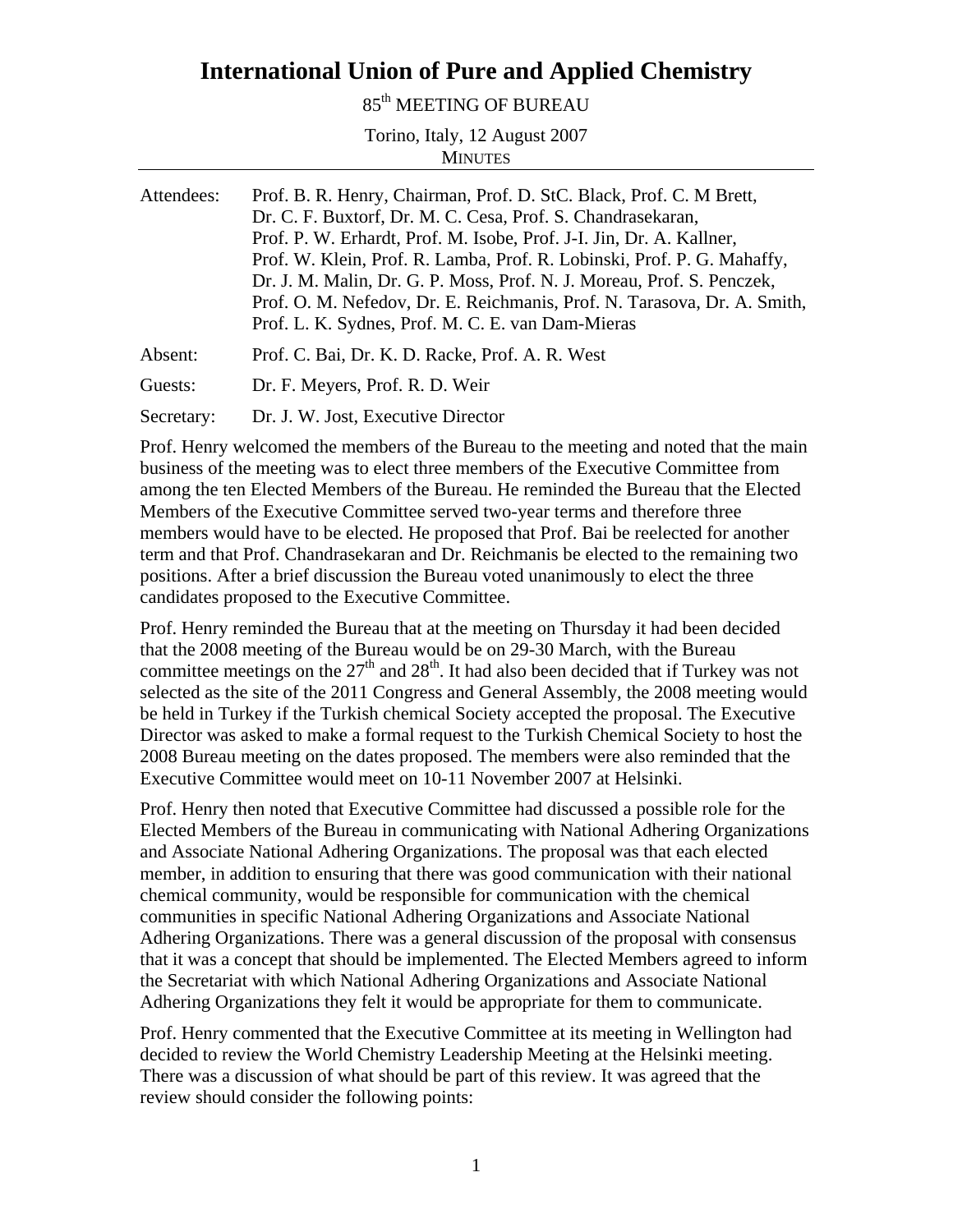# International Union of Pure and Applied Chemistry

85th MEETING OF BUREAU

Torino, Italy, 12 August 2007

MINUTES

---

| | |
|---|---|
| Attendees: | Prof. B. R. Henry, Chairman, Prof. D. StC. Black, Prof. C. M Brett, Dr. C. F. Buxtorf, Dr. M. C. Cesa, Prof. S. Chandrasekaran, Prof. P. W. Erhardt, Prof. M. Isobe, Prof. J-I. Jin, Dr. A. Kallner, Prof. W. Klein, Prof. R. Lamba, Prof. R. Lobinski, Prof. P. G. Mahaffy, Dr. J. M. Malin, Dr. G. P. Moss, Prof. N. J. Moreau, Prof. S. Penczek, Prof. O. M. Nefedov, Dr. E. Reichmanis, Prof. N. Tarasova, Dr. A. Smith, Prof. L. K. Sydnes, Prof. M. C. E. van Dam-Mieras |
| Absent: | Prof. C. Bai, Dr. K. D. Racke, Prof. A. R. West |
| Guests: | Dr. F. Meyers, Prof. R. D. Weir |
| Secretary: | Dr. J. W. Jost, Executive Director |

Prof. Henry welcomed the members of the Bureau to the meeting and noted that the main business of the meeting was to elect three members of the Executive Committee from among the ten Elected Members of the Bureau. He reminded the Bureau that the Elected Members of the Executive Committee served two-year terms and therefore three members would have to be elected. He proposed that Prof. Bai be reelected for another term and that Prof. Chandrasekaran and Dr. Reichmanis be elected to the remaining two positions. After a brief discussion the Bureau voted unanimously to elect the three candidates proposed to the Executive Committee.

Prof. Henry reminded the Bureau that at the meeting on Thursday it had been decided that the 2008 meeting of the Bureau would be on 29-30 March, with the Bureau committee meetings on the 27th and 28th. It had also been decided that if Turkey was not selected as the site of the 2011 Congress and General Assembly, the 2008 meeting would be held in Turkey if the Turkish chemical Society accepted the proposal. The Executive Director was asked to make a formal request to the Turkish Chemical Society to host the 2008 Bureau meeting on the dates proposed. The members were also reminded that the Executive Committee would meet on 10-11 November 2007 at Helsinki.

Prof. Henry then noted that Executive Committee had discussed a possible role for the Elected Members of the Bureau in communicating with National Adhering Organizations and Associate National Adhering Organizations. The proposal was that each elected member, in addition to ensuring that there was good communication with their national chemical community, would be responsible for communication with the chemical communities in specific National Adhering Organizations and Associate National Adhering Organizations. There was a general discussion of the proposal with consensus that it was a concept that should be implemented. The Elected Members agreed to inform the Secretariat with which National Adhering Organizations and Associate National Adhering Organizations they felt it would be appropriate for them to communicate.

Prof. Henry commented that the Executive Committee at its meeting in Wellington had decided to review the World Chemistry Leadership Meeting at the Helsinki meeting. There was a discussion of what should be part of this review. It was agreed that the review should consider the following points: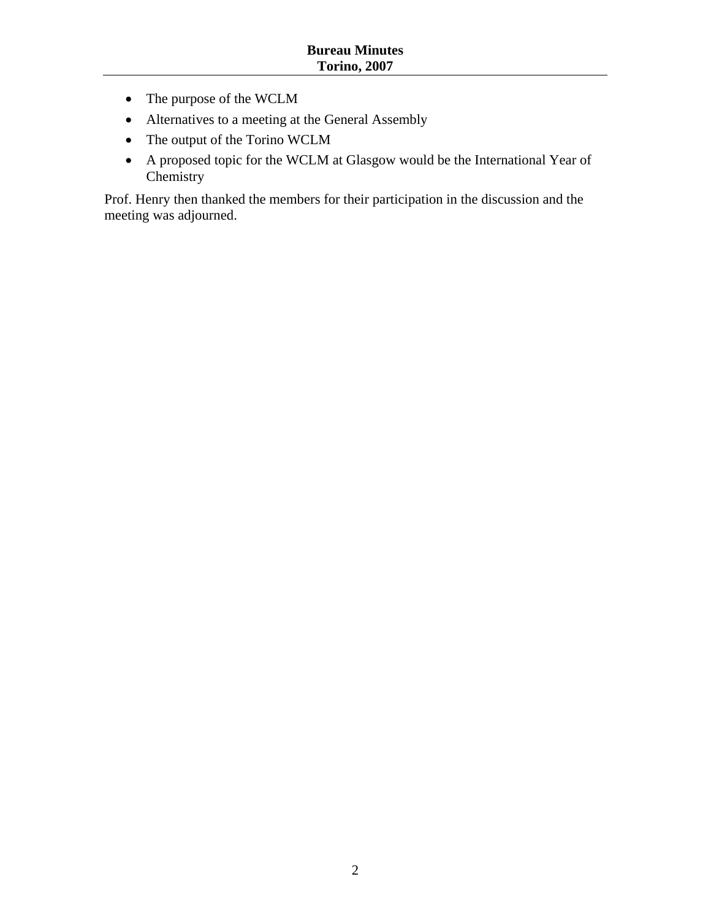- The purpose of the WCLM
- Alternatives to a meeting at the General Assembly
- The output of the Torino WCLM
- A proposed topic for the WCLM at Glasgow would be the International Year of Chemistry

Prof. Henry then thanked the members for their participation in the discussion and the meeting was adjourned.